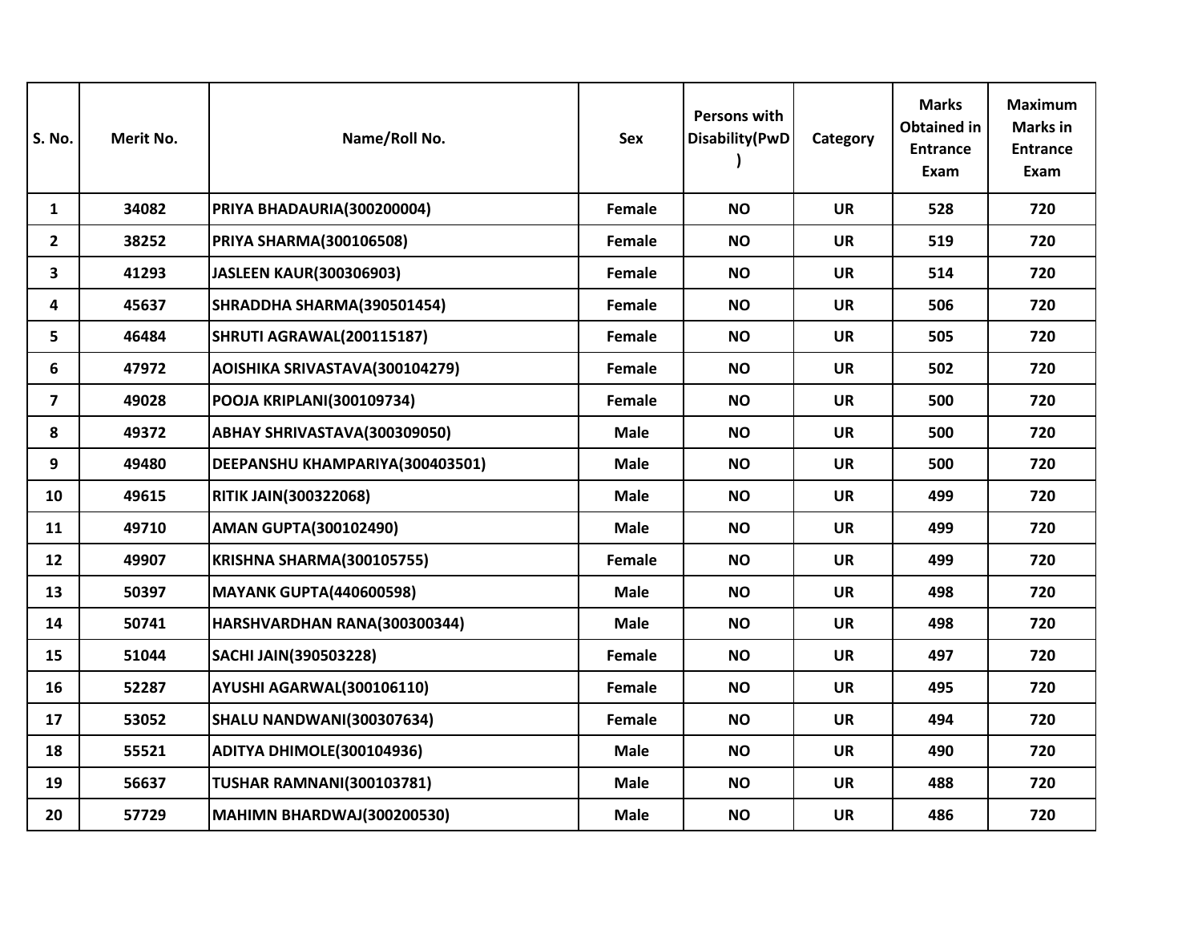| S. No. | Merit No. | Name/Roll No. | Sex | Persons with Disability(PwD) | Category | Marks Obtained in Entrance Exam | Maximum Marks in Entrance Exam |
|---|---|---|---|---|---|---|---|
| 1 | 34082 | PRIYA BHADAURIA(300200004) | Female | NO | UR | 528 | 720 |
| 2 | 38252 | PRIYA SHARMA(300106508) | Female | NO | UR | 519 | 720 |
| 3 | 41293 | JASLEEN KAUR(300306903) | Female | NO | UR | 514 | 720 |
| 4 | 45637 | SHRADDHA SHARMA(390501454) | Female | NO | UR | 506 | 720 |
| 5 | 46484 | SHRUTI AGRAWAL(200115187) | Female | NO | UR | 505 | 720 |
| 6 | 47972 | AOISHIKA SRIVASTAVA(300104279) | Female | NO | UR | 502 | 720 |
| 7 | 49028 | POOJA KRIPLANI(300109734) | Female | NO | UR | 500 | 720 |
| 8 | 49372 | ABHAY SHRIVASTAVA(300309050) | Male | NO | UR | 500 | 720 |
| 9 | 49480 | DEEPANSHU KHAMPARIYA(300403501) | Male | NO | UR | 500 | 720 |
| 10 | 49615 | RITIK JAIN(300322068) | Male | NO | UR | 499 | 720 |
| 11 | 49710 | AMAN GUPTA(300102490) | Male | NO | UR | 499 | 720 |
| 12 | 49907 | KRISHNA SHARMA(300105755) | Female | NO | UR | 499 | 720 |
| 13 | 50397 | MAYANK GUPTA(440600598) | Male | NO | UR | 498 | 720 |
| 14 | 50741 | HARSHVARDHAN RANA(300300344) | Male | NO | UR | 498 | 720 |
| 15 | 51044 | SACHI JAIN(390503228) | Female | NO | UR | 497 | 720 |
| 16 | 52287 | AYUSHI AGARWAL(300106110) | Female | NO | UR | 495 | 720 |
| 17 | 53052 | SHALU NANDWANI(300307634) | Female | NO | UR | 494 | 720 |
| 18 | 55521 | ADITYA DHIMOLE(300104936) | Male | NO | UR | 490 | 720 |
| 19 | 56637 | TUSHAR RAMNANI(300103781) | Male | NO | UR | 488 | 720 |
| 20 | 57729 | MAHIMN BHARDWAJ(300200530) | Male | NO | UR | 486 | 720 |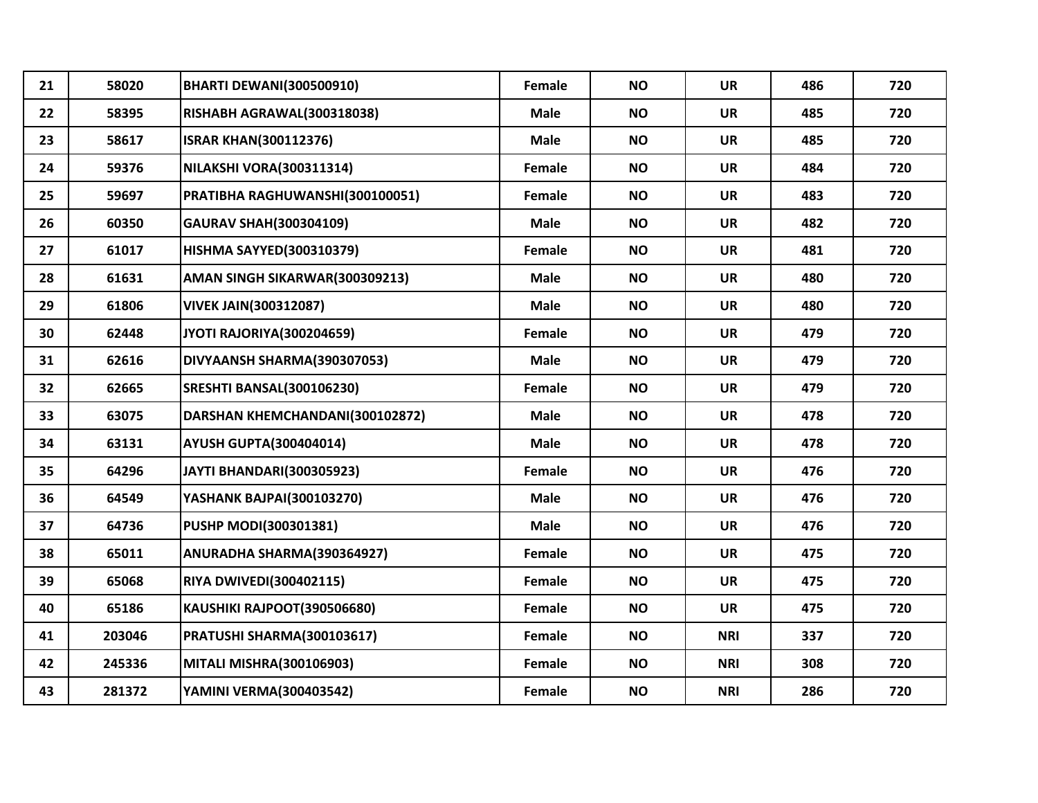| | | | | | | | |
|---|---|---|---|---|---|---|---|
| 21 | 58020 | BHARTI DEWANI(300500910) | Female | NO | UR | 486 | 720 |
| 22 | 58395 | RISHABH AGRAWAL(300318038) | Male | NO | UR | 485 | 720 |
| 23 | 58617 | ISRAR KHAN(300112376) | Male | NO | UR | 485 | 720 |
| 24 | 59376 | NILAKSHI VORA(300311314) | Female | NO | UR | 484 | 720 |
| 25 | 59697 | PRATIBHA RAGHUWANSHI(300100051) | Female | NO | UR | 483 | 720 |
| 26 | 60350 | GAURAV SHAH(300304109) | Male | NO | UR | 482 | 720 |
| 27 | 61017 | HISHMA SAYYED(300310379) | Female | NO | UR | 481 | 720 |
| 28 | 61631 | AMAN SINGH SIKARWAR(300309213) | Male | NO | UR | 480 | 720 |
| 29 | 61806 | VIVEK JAIN(300312087) | Male | NO | UR | 480 | 720 |
| 30 | 62448 | JYOTI RAJORIYA(300204659) | Female | NO | UR | 479 | 720 |
| 31 | 62616 | DIVYAANSH SHARMA(390307053) | Male | NO | UR | 479 | 720 |
| 32 | 62665 | SRESHTI BANSAL(300106230) | Female | NO | UR | 479 | 720 |
| 33 | 63075 | DARSHAN KHEMCHANDANI(300102872) | Male | NO | UR | 478 | 720 |
| 34 | 63131 | AYUSH GUPTA(300404014) | Male | NO | UR | 478 | 720 |
| 35 | 64296 | JAYTI BHANDARI(300305923) | Female | NO | UR | 476 | 720 |
| 36 | 64549 | YASHANK BAJPAI(300103270) | Male | NO | UR | 476 | 720 |
| 37 | 64736 | PUSHP MODI(300301381) | Male | NO | UR | 476 | 720 |
| 38 | 65011 | ANURADHA SHARMA(390364927) | Female | NO | UR | 475 | 720 |
| 39 | 65068 | RIYA DWIVEDI(300402115) | Female | NO | UR | 475 | 720 |
| 40 | 65186 | KAUSHIKI RAJPOOT(390506680) | Female | NO | UR | 475 | 720 |
| 41 | 203046 | PRATUSHI SHARMA(300103617) | Female | NO | NRI | 337 | 720 |
| 42 | 245336 | MITALI MISHRA(300106903) | Female | NO | NRI | 308 | 720 |
| 43 | 281372 | YAMINI VERMA(300403542) | Female | NO | NRI | 286 | 720 |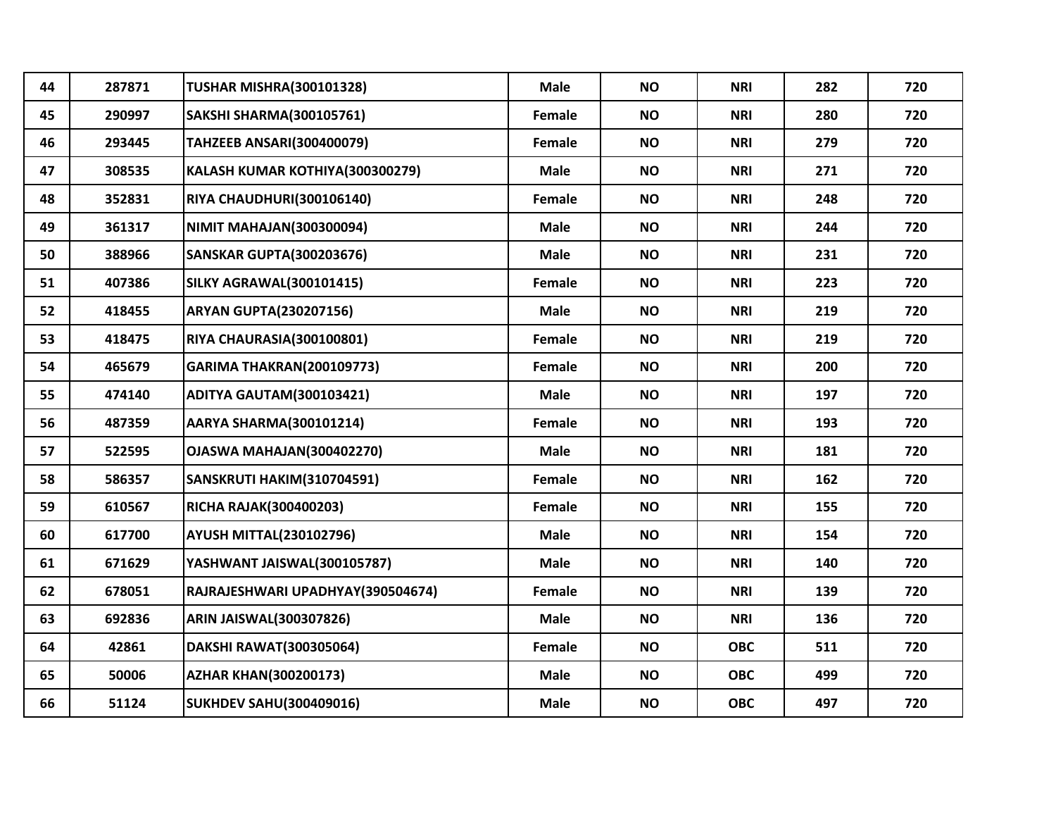| 44 | 287871 | TUSHAR MISHRA(300101328) | Male | NO | NRI | 282 | 720 |
|---|---|---|---|---|---|---|---|
| 45 | 290997 | SAKSHI SHARMA(300105761) | Female | NO | NRI | 280 | 720 |
| 46 | 293445 | TAHZEEB ANSARI(300400079) | Female | NO | NRI | 279 | 720 |
| 47 | 308535 | KALASH KUMAR KOTHIYA(300300279) | Male | NO | NRI | 271 | 720 |
| 48 | 352831 | RIYA CHAUDHURI(300106140) | Female | NO | NRI | 248 | 720 |
| 49 | 361317 | NIMIT MAHAJAN(300300094) | Male | NO | NRI | 244 | 720 |
| 50 | 388966 | SANSKAR GUPTA(300203676) | Male | NO | NRI | 231 | 720 |
| 51 | 407386 | SILKY AGRAWAL(300101415) | Female | NO | NRI | 223 | 720 |
| 52 | 418455 | ARYAN GUPTA(230207156) | Male | NO | NRI | 219 | 720 |
| 53 | 418475 | RIYA CHAURASIA(300100801) | Female | NO | NRI | 219 | 720 |
| 54 | 465679 | GARIMA THAKRAN(200109773) | Female | NO | NRI | 200 | 720 |
| 55 | 474140 | ADITYA GAUTAM(300103421) | Male | NO | NRI | 197 | 720 |
| 56 | 487359 | AARYA SHARMA(300101214) | Female | NO | NRI | 193 | 720 |
| 57 | 522595 | OJASWA MAHAJAN(300402270) | Male | NO | NRI | 181 | 720 |
| 58 | 586357 | SANSKRUTI HAKIM(310704591) | Female | NO | NRI | 162 | 720 |
| 59 | 610567 | RICHA RAJAK(300400203) | Female | NO | NRI | 155 | 720 |
| 60 | 617700 | AYUSH MITTAL(230102796) | Male | NO | NRI | 154 | 720 |
| 61 | 671629 | YASHWANT JAISWAL(300105787) | Male | NO | NRI | 140 | 720 |
| 62 | 678051 | RAJRAJESHWARI UPADHYAY(390504674) | Female | NO | NRI | 139 | 720 |
| 63 | 692836 | ARIN JAISWAL(300307826) | Male | NO | NRI | 136 | 720 |
| 64 | 42861 | DAKSHI RAWAT(300305064) | Female | NO | OBC | 511 | 720 |
| 65 | 50006 | AZHAR KHAN(300200173) | Male | NO | OBC | 499 | 720 |
| 66 | 51124 | SUKHDEV SAHU(300409016) | Male | NO | OBC | 497 | 720 |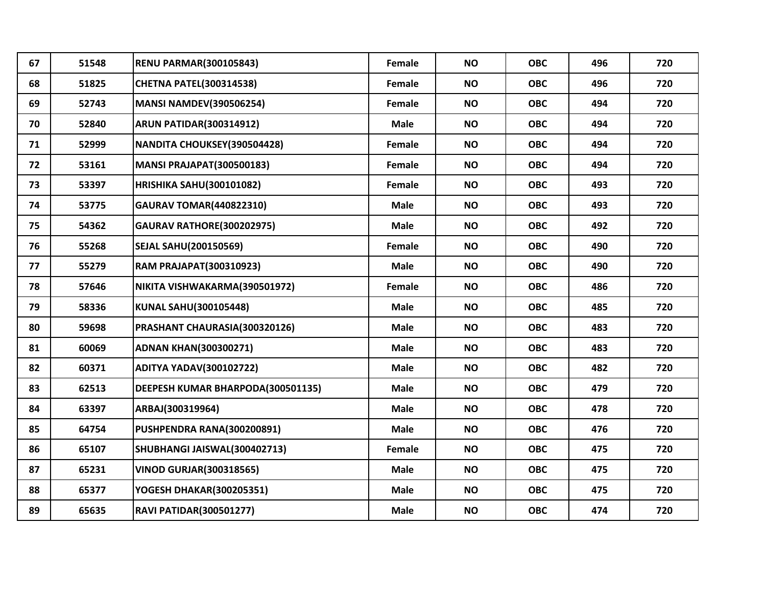| 67 | 51548 | RENU PARMAR(300105843) | Female | NO | OBC | 496 | 720 |
|---|---|---|---|---|---|---|---|
| 68 | 51825 | CHETNA PATEL(300314538) | Female | NO | OBC | 496 | 720 |
| 69 | 52743 | MANSI NAMDEV(390506254) | Female | NO | OBC | 494 | 720 |
| 70 | 52840 | ARUN PATIDAR(300314912) | Male | NO | OBC | 494 | 720 |
| 71 | 52999 | NANDITA CHOUKSEY(390504428) | Female | NO | OBC | 494 | 720 |
| 72 | 53161 | MANSI PRAJAPAT(300500183) | Female | NO | OBC | 494 | 720 |
| 73 | 53397 | HRISHIKA SAHU(300101082) | Female | NO | OBC | 493 | 720 |
| 74 | 53775 | GAURAV TOMAR(440822310) | Male | NO | OBC | 493 | 720 |
| 75 | 54362 | GAURAV RATHORE(300202975) | Male | NO | OBC | 492 | 720 |
| 76 | 55268 | SEJAL SAHU(200150569) | Female | NO | OBC | 490 | 720 |
| 77 | 55279 | RAM PRAJAPAT(300310923) | Male | NO | OBC | 490 | 720 |
| 78 | 57646 | NIKITA VISHWAKARMA(390501972) | Female | NO | OBC | 486 | 720 |
| 79 | 58336 | KUNAL SAHU(300105448) | Male | NO | OBC | 485 | 720 |
| 80 | 59698 | PRASHANT CHAURASIA(300320126) | Male | NO | OBC | 483 | 720 |
| 81 | 60069 | ADNAN KHAN(300300271) | Male | NO | OBC | 483 | 720 |
| 82 | 60371 | ADITYA YADAV(300102722) | Male | NO | OBC | 482 | 720 |
| 83 | 62513 | DEEPESH KUMAR BHARPODA(300501135) | Male | NO | OBC | 479 | 720 |
| 84 | 63397 | ARBAJ(300319964) | Male | NO | OBC | 478 | 720 |
| 85 | 64754 | PUSHPENDRA RANA(300200891) | Male | NO | OBC | 476 | 720 |
| 86 | 65107 | SHUBHANGI JAISWAL(300402713) | Female | NO | OBC | 475 | 720 |
| 87 | 65231 | VINOD GURJAR(300318565) | Male | NO | OBC | 475 | 720 |
| 88 | 65377 | YOGESH DHAKAR(300205351) | Male | NO | OBC | 475 | 720 |
| 89 | 65635 | RAVI PATIDAR(300501277) | Male | NO | OBC | 474 | 720 |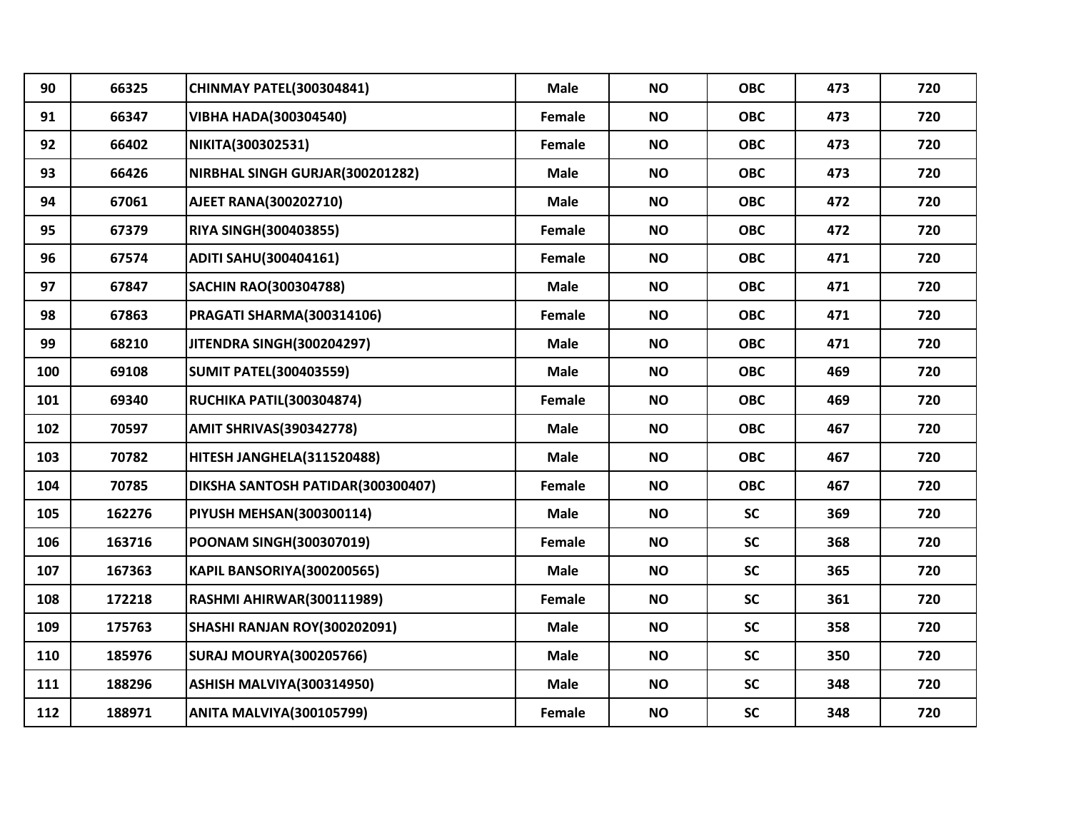| | | | | | | | |
|---|---|---|---|---|---|---|---|
| 90 | 66325 | CHINMAY PATEL(300304841) | Male | NO | OBC | 473 | 720 |
| 91 | 66347 | VIBHA HADA(300304540) | Female | NO | OBC | 473 | 720 |
| 92 | 66402 | NIKITA(300302531) | Female | NO | OBC | 473 | 720 |
| 93 | 66426 | NIRBHAL SINGH GURJAR(300201282) | Male | NO | OBC | 473 | 720 |
| 94 | 67061 | AJEET RANA(300202710) | Male | NO | OBC | 472 | 720 |
| 95 | 67379 | RIYA SINGH(300403855) | Female | NO | OBC | 472 | 720 |
| 96 | 67574 | ADITI SAHU(300404161) | Female | NO | OBC | 471 | 720 |
| 97 | 67847 | SACHIN RAO(300304788) | Male | NO | OBC | 471 | 720 |
| 98 | 67863 | PRAGATI SHARMA(300314106) | Female | NO | OBC | 471 | 720 |
| 99 | 68210 | JITENDRA SINGH(300204297) | Male | NO | OBC | 471 | 720 |
| 100 | 69108 | SUMIT PATEL(300403559) | Male | NO | OBC | 469 | 720 |
| 101 | 69340 | RUCHIKA PATIL(300304874) | Female | NO | OBC | 469 | 720 |
| 102 | 70597 | AMIT SHRIVAS(390342778) | Male | NO | OBC | 467 | 720 |
| 103 | 70782 | HITESH JANGHELA(311520488) | Male | NO | OBC | 467 | 720 |
| 104 | 70785 | DIKSHA SANTOSH PATIDAR(300300407) | Female | NO | OBC | 467 | 720 |
| 105 | 162276 | PIYUSH MEHSAN(300300114) | Male | NO | SC | 369 | 720 |
| 106 | 163716 | POONAM SINGH(300307019) | Female | NO | SC | 368 | 720 |
| 107 | 167363 | KAPIL BANSORIYA(300200565) | Male | NO | SC | 365 | 720 |
| 108 | 172218 | RASHMI AHIRWAR(300111989) | Female | NO | SC | 361 | 720 |
| 109 | 175763 | SHASHI RANJAN ROY(300202091) | Male | NO | SC | 358 | 720 |
| 110 | 185976 | SURAJ MOURYA(300205766) | Male | NO | SC | 350 | 720 |
| 111 | 188296 | ASHISH MALVIYA(300314950) | Male | NO | SC | 348 | 720 |
| 112 | 188971 | ANITA MALVIYA(300105799) | Female | NO | SC | 348 | 720 |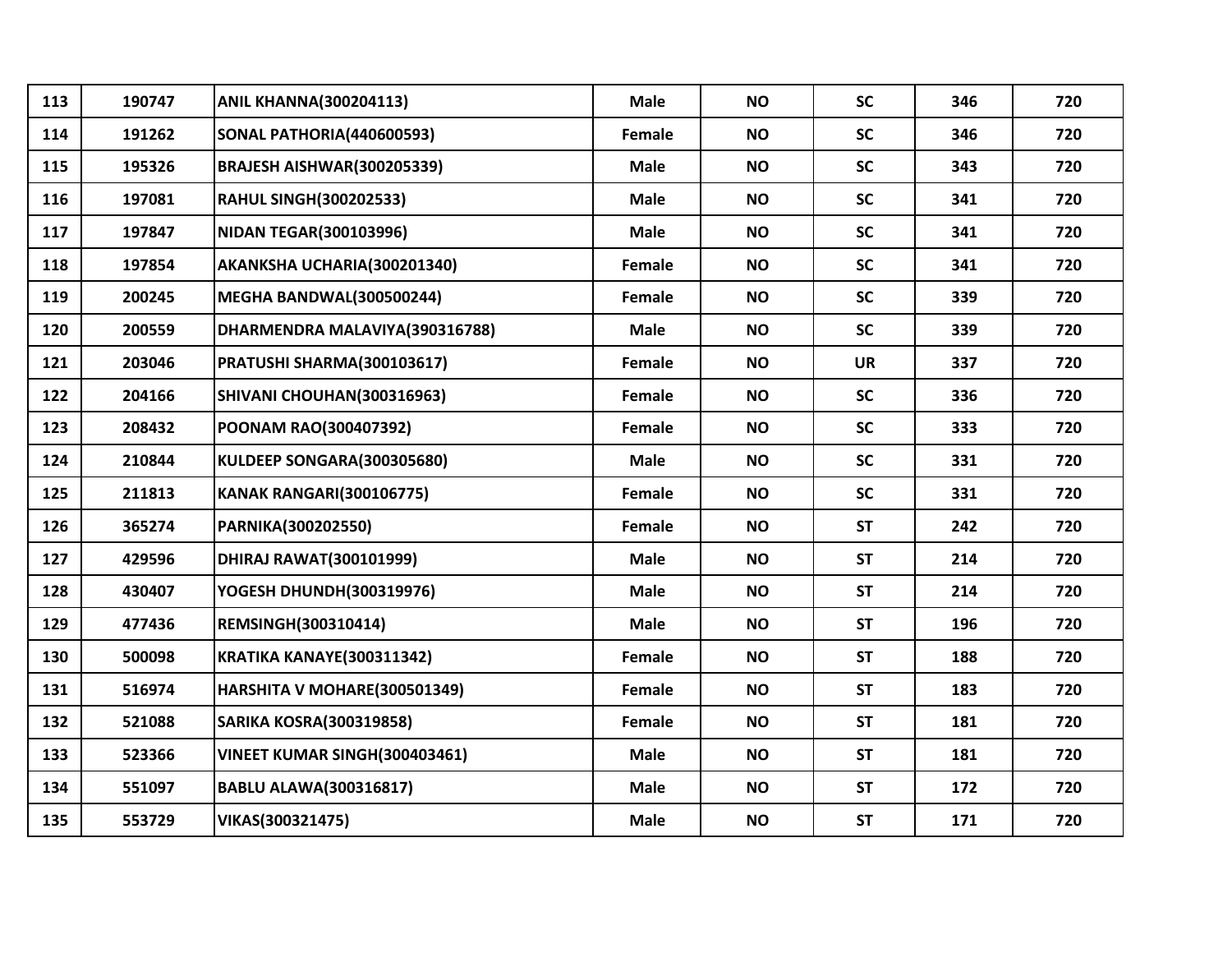| | | | | | | | |
|---|---|---|---|---|---|---|---|
| 113 | 190747 | ANIL KHANNA(300204113) | Male | NO | SC | 346 | 720 |
| 114 | 191262 | SONAL PATHORIA(440600593) | Female | NO | SC | 346 | 720 |
| 115 | 195326 | BRAJESH AISHWAR(300205339) | Male | NO | SC | 343 | 720 |
| 116 | 197081 | RAHUL SINGH(300202533) | Male | NO | SC | 341 | 720 |
| 117 | 197847 | NIDAN TEGAR(300103996) | Male | NO | SC | 341 | 720 |
| 118 | 197854 | AKANKSHA UCHARIA(300201340) | Female | NO | SC | 341 | 720 |
| 119 | 200245 | MEGHA BANDWAL(300500244) | Female | NO | SC | 339 | 720 |
| 120 | 200559 | DHARMENDRA MALAVIYA(390316788) | Male | NO | SC | 339 | 720 |
| 121 | 203046 | PRATUSHI SHARMA(300103617) | Female | NO | UR | 337 | 720 |
| 122 | 204166 | SHIVANI CHOUHAN(300316963) | Female | NO | SC | 336 | 720 |
| 123 | 208432 | POONAM RAO(300407392) | Female | NO | SC | 333 | 720 |
| 124 | 210844 | KULDEEP SONGARA(300305680) | Male | NO | SC | 331 | 720 |
| 125 | 211813 | KANAK RANGARI(300106775) | Female | NO | SC | 331 | 720 |
| 126 | 365274 | PARNIKA(300202550) | Female | NO | ST | 242 | 720 |
| 127 | 429596 | DHIRAJ RAWAT(300101999) | Male | NO | ST | 214 | 720 |
| 128 | 430407 | YOGESH DHUNDH(300319976) | Male | NO | ST | 214 | 720 |
| 129 | 477436 | REMSINGH(300310414) | Male | NO | ST | 196 | 720 |
| 130 | 500098 | KRATIKA KANAYE(300311342) | Female | NO | ST | 188 | 720 |
| 131 | 516974 | HARSHITA V MOHARE(300501349) | Female | NO | ST | 183 | 720 |
| 132 | 521088 | SARIKA KOSRA(300319858) | Female | NO | ST | 181 | 720 |
| 133 | 523366 | VINEET KUMAR SINGH(300403461) | Male | NO | ST | 181 | 720 |
| 134 | 551097 | BABLU ALAWA(300316817) | Male | NO | ST | 172 | 720 |
| 135 | 553729 | VIKAS(300321475) | Male | NO | ST | 171 | 720 |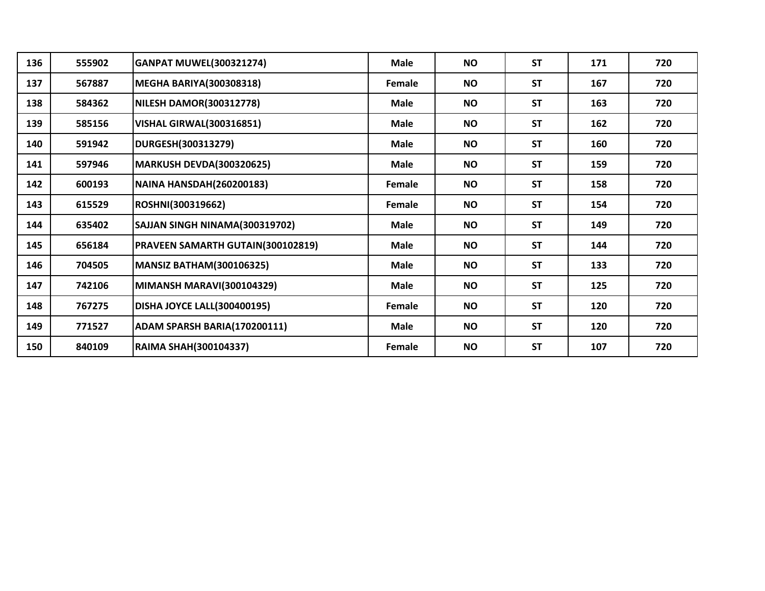| | | | | | | | |
|---|---|---|---|---|---|---|---|
| 136 | 555902 | GANPAT MUWEL(300321274) | Male | NO | ST | 171 | 720 |
| 137 | 567887 | MEGHA BARIYA(300308318) | Female | NO | ST | 167 | 720 |
| 138 | 584362 | NILESH DAMOR(300312778) | Male | NO | ST | 163 | 720 |
| 139 | 585156 | VISHAL GIRWAL(300316851) | Male | NO | ST | 162 | 720 |
| 140 | 591942 | DURGESH(300313279) | Male | NO | ST | 160 | 720 |
| 141 | 597946 | MARKUSH DEVDA(300320625) | Male | NO | ST | 159 | 720 |
| 142 | 600193 | NAINA HANSDAH(260200183) | Female | NO | ST | 158 | 720 |
| 143 | 615529 | ROSHNI(300319662) | Female | NO | ST | 154 | 720 |
| 144 | 635402 | SAJJAN SINGH NINAMA(300319702) | Male | NO | ST | 149 | 720 |
| 145 | 656184 | PRAVEEN SAMARTH GUTAIN(300102819) | Male | NO | ST | 144 | 720 |
| 146 | 704505 | MANSIZ BATHAM(300106325) | Male | NO | ST | 133 | 720 |
| 147 | 742106 | MIMANSH MARAVI(300104329) | Male | NO | ST | 125 | 720 |
| 148 | 767275 | DISHA JOYCE LALL(300400195) | Female | NO | ST | 120 | 720 |
| 149 | 771527 | ADAM SPARSH BARIA(170200111) | Male | NO | ST | 120 | 720 |
| 150 | 840109 | RAIMA SHAH(300104337) | Female | NO | ST | 107 | 720 |